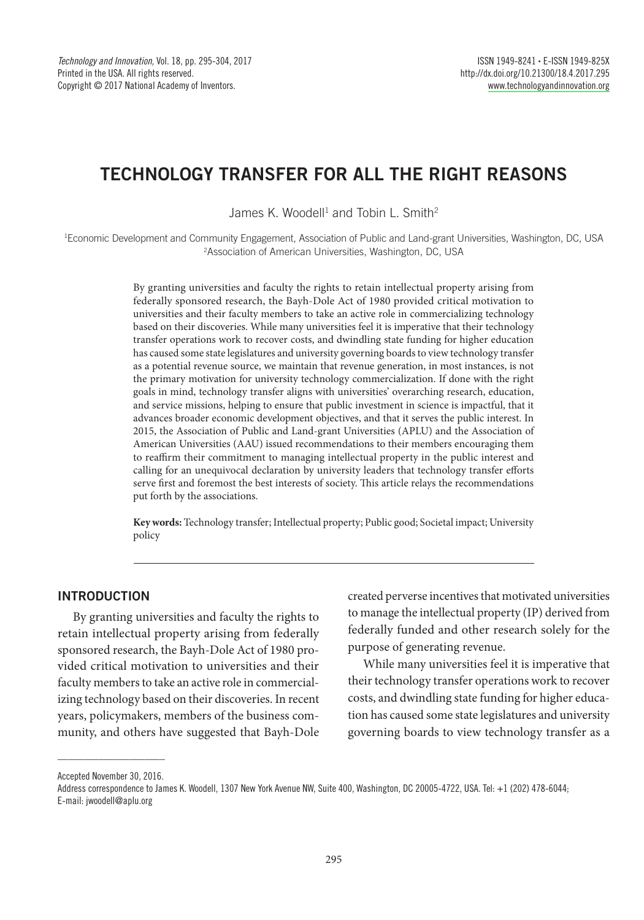# TECHNOLOGY TRANSFER FOR ALL THE RIGHT REASONS

James K. Woodell[1] and Tobin L. Smith[2]

[1]Economic Development and Community Engagement, Association of Public and Land-grant Universities, Washington, DC, USA
[2]Association of American Universities, Washington, DC, USA

By granting universities and faculty the rights to retain intellectual property arising from federally sponsored research, the Bayh-Dole Act of 1980 provided critical motivation to universities and their faculty members to take an active role in commercializing technology based on their discoveries. While many universities feel it is imperative that their technology transfer operations work to recover costs, and dwindling state funding for higher education has caused some state legislatures and university governing boards to view technology transfer as a potential revenue source, we maintain that revenue generation, in most instances, is not the primary motivation for university technology commercialization. If done with the right goals in mind, technology transfer aligns with universities' overarching research, education, and service missions, helping to ensure that public investment in science is impactful, that it advances broader economic development objectives, and that it serves the public interest. In 2015, the Association of Public and Land-grant Universities (APLU) and the Association of American Universities (AAU) issued recommendations to their members encouraging them to reaffirm their commitment to managing intellectual property in the public interest and calling for an unequivocal declaration by university leaders that technology transfer efforts serve first and foremost the best interests of society. This article relays the recommendations put forth by the associations.

**Key words:** Technology transfer; Intellectual property; Public good; Societal impact; University policy

## INTRODUCTION

By granting universities and faculty the rights to retain intellectual property arising from federally sponsored research, the Bayh-Dole Act of 1980 provided critical motivation to universities and their faculty members to take an active role in commercializing technology based on their discoveries. In recent years, policymakers, members of the business community, and others have suggested that Bayh-Dole created perverse incentives that motivated universities to manage the intellectual property (IP) derived from federally funded and other research solely for the purpose of generating revenue.

While many universities feel it is imperative that their technology transfer operations work to recover costs, and dwindling state funding for higher education has caused some state legislatures and university governing boards to view technology transfer as a

---

Accepted November 30, 2016.
Address correspondence to James K. Woodell, 1307 New York Avenue NW, Suite 400, Washington, DC 20005-4722, USA. Tel: +1 (202) 478-6044; E-mail: jwoodell@aplu.org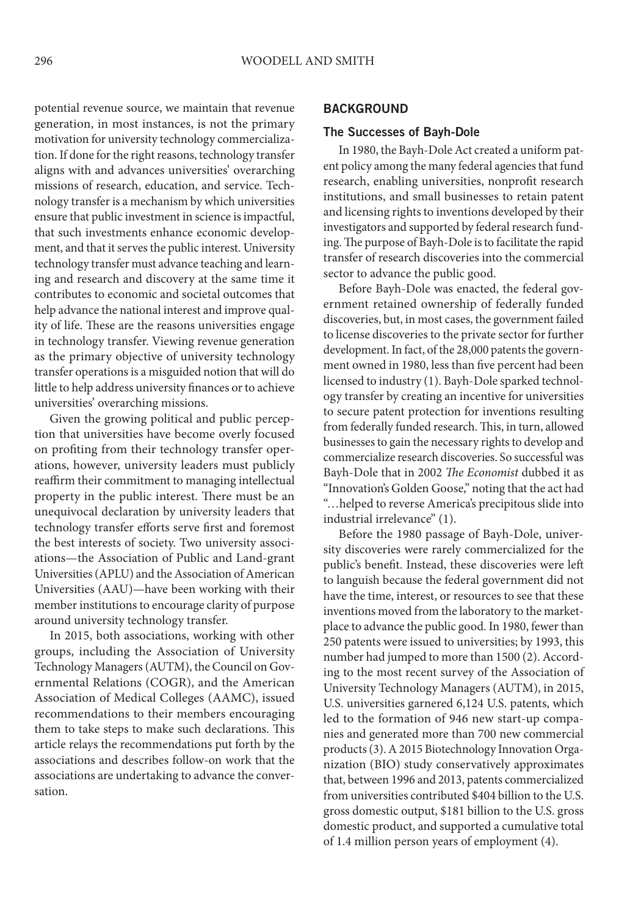potential revenue source, we maintain that revenue generation, in most instances, is not the primary motivation for university technology commercialization. If done for the right reasons, technology transfer aligns with and advances universities' overarching missions of research, education, and service. Technology transfer is a mechanism by which universities ensure that public investment in science is impactful, that such investments enhance economic development, and that it serves the public interest. University technology transfer must advance teaching and learning and research and discovery at the same time it contributes to economic and societal outcomes that help advance the national interest and improve quality of life. These are the reasons universities engage in technology transfer. Viewing revenue generation as the primary objective of university technology transfer operations is a misguided notion that will do little to help address university finances or to achieve universities' overarching missions.

Given the growing political and public perception that universities have become overly focused on profiting from their technology transfer operations, however, university leaders must publicly reaffirm their commitment to managing intellectual property in the public interest. There must be an unequivocal declaration by university leaders that technology transfer efforts serve first and foremost the best interests of society. Two university associations—the Association of Public and Land-grant Universities (APLU) and the Association of American Universities (AAU)—have been working with their member institutions to encourage clarity of purpose around university technology transfer.

In 2015, both associations, working with other groups, including the Association of University Technology Managers (AUTM), the Council on Governmental Relations (COGR), and the American Association of Medical Colleges (AAMC), issued recommendations to their members encouraging them to take steps to make such declarations. This article relays the recommendations put forth by the associations and describes follow-on work that the associations are undertaking to advance the conversation.

## BACKGROUND

### The Successes of Bayh-Dole

In 1980, the Bayh-Dole Act created a uniform patent policy among the many federal agencies that fund research, enabling universities, nonprofit research institutions, and small businesses to retain patent and licensing rights to inventions developed by their investigators and supported by federal research funding. The purpose of Bayh-Dole is to facilitate the rapid transfer of research discoveries into the commercial sector to advance the public good.

Before Bayh-Dole was enacted, the federal government retained ownership of federally funded discoveries, but, in most cases, the government failed to license discoveries to the private sector for further development. In fact, of the 28,000 patents the government owned in 1980, less than five percent had been licensed to industry (1). Bayh-Dole sparked technology transfer by creating an incentive for universities to secure patent protection for inventions resulting from federally funded research. This, in turn, allowed businesses to gain the necessary rights to develop and commercialize research discoveries. So successful was Bayh-Dole that in 2002 *The Economist* dubbed it as "Innovation's Golden Goose," noting that the act had "…helped to reverse America's precipitous slide into industrial irrelevance" (1).

Before the 1980 passage of Bayh-Dole, university discoveries were rarely commercialized for the public's benefit. Instead, these discoveries were left to languish because the federal government did not have the time, interest, or resources to see that these inventions moved from the laboratory to the marketplace to advance the public good. In 1980, fewer than 250 patents were issued to universities; by 1993, this number had jumped to more than 1500 (2). According to the most recent survey of the Association of University Technology Managers (AUTM), in 2015, U.S. universities garnered 6,124 U.S. patents, which led to the formation of 946 new start-up companies and generated more than 700 new commercial products (3). A 2015 Biotechnology Innovation Organization (BIO) study conservatively approximates that, between 1996 and 2013, patents commercialized from universities contributed \$404 billion to the U.S. gross domestic output, \$181 billion to the U.S. gross domestic product, and supported a cumulative total of 1.4 million person years of employment (4).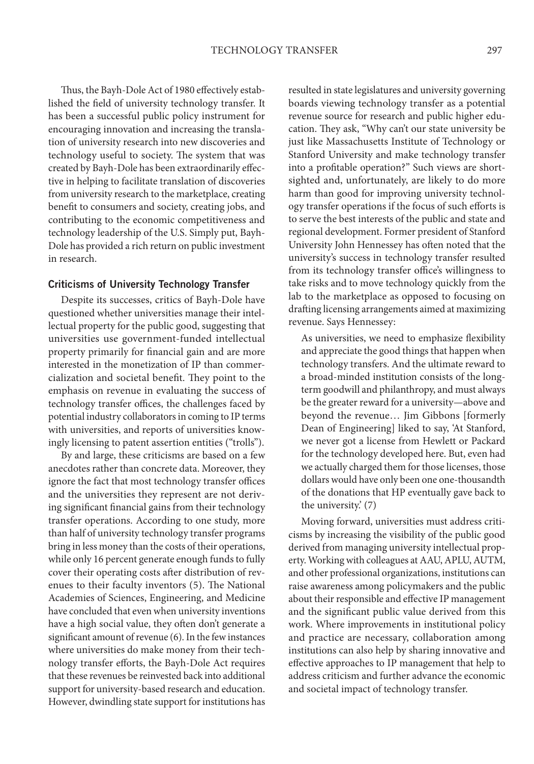Thus, the Bayh-Dole Act of 1980 effectively established the field of university technology transfer. It has been a successful public policy instrument for encouraging innovation and increasing the translation of university research into new discoveries and technology useful to society. The system that was created by Bayh-Dole has been extraordinarily effective in helping to facilitate translation of discoveries from university research to the marketplace, creating benefit to consumers and society, creating jobs, and contributing to the economic competitiveness and technology leadership of the U.S. Simply put, Bayh-Dole has provided a rich return on public investment in research.

### Criticisms of University Technology Transfer

Despite its successes, critics of Bayh-Dole have questioned whether universities manage their intellectual property for the public good, suggesting that universities use government-funded intellectual property primarily for financial gain and are more interested in the monetization of IP than commercialization and societal benefit. They point to the emphasis on revenue in evaluating the success of technology transfer offices, the challenges faced by potential industry collaborators in coming to IP terms with universities, and reports of universities knowingly licensing to patent assertion entities ("trolls").

By and large, these criticisms are based on a few anecdotes rather than concrete data. Moreover, they ignore the fact that most technology transfer offices and the universities they represent are not deriving significant financial gains from their technology transfer operations. According to one study, more than half of university technology transfer programs bring in less money than the costs of their operations, while only 16 percent generate enough funds to fully cover their operating costs after distribution of revenues to their faculty inventors (5). The National Academies of Sciences, Engineering, and Medicine have concluded that even when university inventions have a high social value, they often don't generate a significant amount of revenue (6). In the few instances where universities do make money from their technology transfer efforts, the Bayh-Dole Act requires that these revenues be reinvested back into additional support for university-based research and education. However, dwindling state support for institutions has resulted in state legislatures and university governing boards viewing technology transfer as a potential revenue source for research and public higher education. They ask, "Why can't our state university be just like Massachusetts Institute of Technology or Stanford University and make technology transfer into a profitable operation?" Such views are shortsighted and, unfortunately, are likely to do more harm than good for improving university technology transfer operations if the focus of such efforts is to serve the best interests of the public and state and regional development. Former president of Stanford University John Hennessey has often noted that the university's success in technology transfer resulted from its technology transfer office's willingness to take risks and to move technology quickly from the lab to the marketplace as opposed to focusing on drafting licensing arrangements aimed at maximizing revenue. Says Hennessey:

> As universities, we need to emphasize flexibility and appreciate the good things that happen when technology transfers. And the ultimate reward to a broad-minded institution consists of the long-term goodwill and philanthropy, and must always be the greater reward for a university—above and beyond the revenue… Jim Gibbons [formerly Dean of Engineering] liked to say, 'At Stanford, we never got a license from Hewlett or Packard for the technology developed here. But, even had we actually charged them for those licenses, those dollars would have only been one one-thousandth of the donations that HP eventually gave back to the university.' (7)

Moving forward, universities must address criticisms by increasing the visibility of the public good derived from managing university intellectual property. Working with colleagues at AAU, APLU, AUTM, and other professional organizations, institutions can raise awareness among policymakers and the public about their responsible and effective IP management and the significant public value derived from this work. Where improvements in institutional policy and practice are necessary, collaboration among institutions can also help by sharing innovative and effective approaches to IP management that help to address criticism and further advance the economic and societal impact of technology transfer.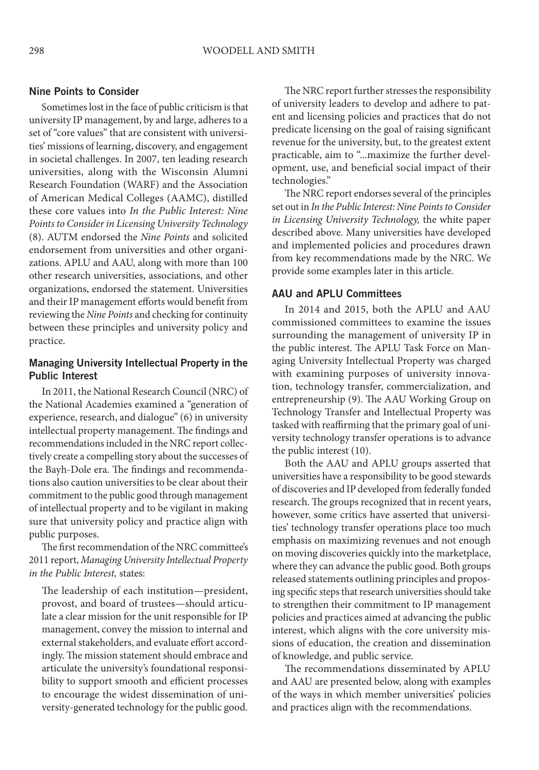## Nine Points to Consider

Sometimes lost in the face of public criticism is that university IP management, by and large, adheres to a set of "core values" that are consistent with universities' missions of learning, discovery, and engagement in societal challenges. In 2007, ten leading research universities, along with the Wisconsin Alumni Research Foundation (WARF) and the Association of American Medical Colleges (AAMC), distilled these core values into *In the Public Interest: Nine Points to Consider in Licensing University Technology* (8). AUTM endorsed the *Nine Points* and solicited endorsement from universities and other organizations. APLU and AAU, along with more than 100 other research universities, associations, and other organizations, endorsed the statement. Universities and their IP management efforts would benefit from reviewing the *Nine Points* and checking for continuity between these principles and university policy and practice.

## Managing University Intellectual Property in the Public Interest

In 2011, the National Research Council (NRC) of the National Academies examined a "generation of experience, research, and dialogue" (6) in university intellectual property management. The findings and recommendations included in the NRC report collectively create a compelling story about the successes of the Bayh-Dole era. The findings and recommendations also caution universities to be clear about their commitment to the public good through management of intellectual property and to be vigilant in making sure that university policy and practice align with public purposes.

The first recommendation of the NRC committee's 2011 report, *Managing University Intellectual Property in the Public Interest,* states:

> The leadership of each institution—president, provost, and board of trustees—should articulate a clear mission for the unit responsible for IP management, convey the mission to internal and external stakeholders, and evaluate effort accordingly. The mission statement should embrace and articulate the university's foundational responsibility to support smooth and efficient processes to encourage the widest dissemination of university-generated technology for the public good.

The NRC report further stresses the responsibility of university leaders to develop and adhere to patent and licensing policies and practices that do not predicate licensing on the goal of raising significant revenue for the university, but, to the greatest extent practicable, aim to "...maximize the further development, use, and beneficial social impact of their technologies."

The NRC report endorses several of the principles set out in *In the Public Interest: Nine Points to Consider in Licensing University Technology,* the white paper described above. Many universities have developed and implemented policies and procedures drawn from key recommendations made by the NRC. We provide some examples later in this article.

## AAU and APLU Committees

In 2014 and 2015, both the APLU and AAU commissioned committees to examine the issues surrounding the management of university IP in the public interest. The APLU Task Force on Managing University Intellectual Property was charged with examining purposes of university innovation, technology transfer, commercialization, and entrepreneurship (9). The AAU Working Group on Technology Transfer and Intellectual Property was tasked with reaffirming that the primary goal of university technology transfer operations is to advance the public interest (10).

Both the AAU and APLU groups asserted that universities have a responsibility to be good stewards of discoveries and IP developed from federally funded research. The groups recognized that in recent years, however, some critics have asserted that universities' technology transfer operations place too much emphasis on maximizing revenues and not enough on moving discoveries quickly into the marketplace, where they can advance the public good. Both groups released statements outlining principles and proposing specific steps that research universities should take to strengthen their commitment to IP management policies and practices aimed at advancing the public interest, which aligns with the core university missions of education, the creation and dissemination of knowledge, and public service.

The recommendations disseminated by APLU and AAU are presented below, along with examples of the ways in which member universities' policies and practices align with the recommendations.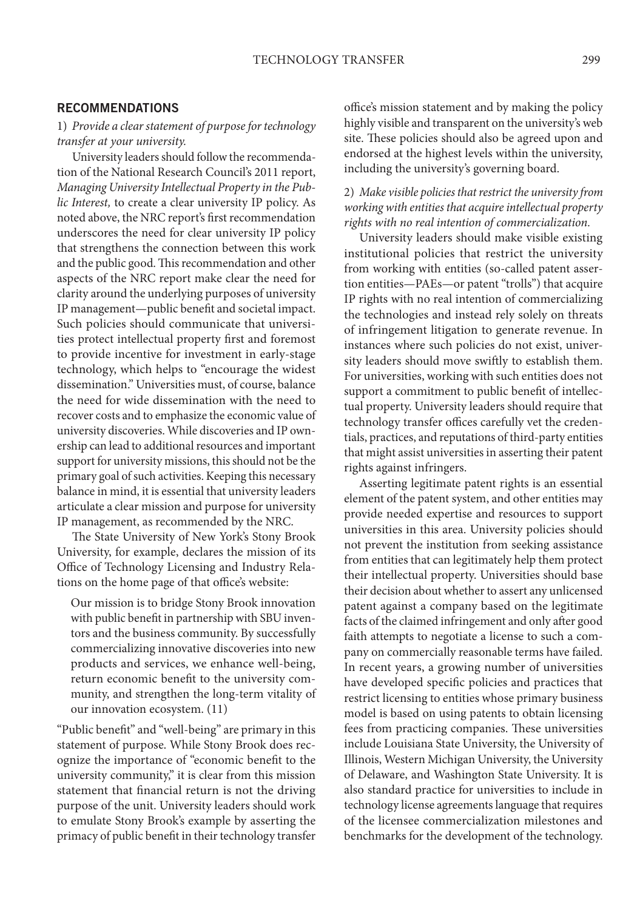## RECOMMENDATIONS

1) *Provide a clear statement of purpose for technology transfer at your university.*

University leaders should follow the recommendation of the National Research Council's 2011 report, *Managing University Intellectual Property in the Public Interest,* to create a clear university IP policy. As noted above, the NRC report's first recommendation underscores the need for clear university IP policy that strengthens the connection between this work and the public good. This recommendation and other aspects of the NRC report make clear the need for clarity around the underlying purposes of university IP management—public benefit and societal impact. Such policies should communicate that universities protect intellectual property first and foremost to provide incentive for investment in early-stage technology, which helps to "encourage the widest dissemination." Universities must, of course, balance the need for wide dissemination with the need to recover costs and to emphasize the economic value of university discoveries. While discoveries and IP ownership can lead to additional resources and important support for university missions, this should not be the primary goal of such activities. Keeping this necessary balance in mind, it is essential that university leaders articulate a clear mission and purpose for university IP management, as recommended by the NRC.

The State University of New York's Stony Brook University, for example, declares the mission of its Office of Technology Licensing and Industry Relations on the home page of that office's website:

> Our mission is to bridge Stony Brook innovation with public benefit in partnership with SBU inventors and the business community. By successfully commercializing innovative discoveries into new products and services, we enhance well-being, return economic benefit to the university community, and strengthen the long-term vitality of our innovation ecosystem. (11)

"Public benefit" and "well-being" are primary in this statement of purpose. While Stony Brook does recognize the importance of "economic benefit to the university community," it is clear from this mission statement that financial return is not the driving purpose of the unit. University leaders should work to emulate Stony Brook's example by asserting the primacy of public benefit in their technology transfer office's mission statement and by making the policy highly visible and transparent on the university's web site. These policies should also be agreed upon and endorsed at the highest levels within the university, including the university's governing board.

2) *Make visible policies that restrict the university from working with entities that acquire intellectual property rights with no real intention of commercialization.*

University leaders should make visible existing institutional policies that restrict the university from working with entities (so-called patent assertion entities—PAEs—or patent "trolls") that acquire IP rights with no real intention of commercializing the technologies and instead rely solely on threats of infringement litigation to generate revenue. In instances where such policies do not exist, university leaders should move swiftly to establish them. For universities, working with such entities does not support a commitment to public benefit of intellectual property. University leaders should require that technology transfer offices carefully vet the credentials, practices, and reputations of third-party entities that might assist universities in asserting their patent rights against infringers.

Asserting legitimate patent rights is an essential element of the patent system, and other entities may provide needed expertise and resources to support universities in this area. University policies should not prevent the institution from seeking assistance from entities that can legitimately help them protect their intellectual property. Universities should base their decision about whether to assert any unlicensed patent against a company based on the legitimate facts of the claimed infringement and only after good faith attempts to negotiate a license to such a company on commercially reasonable terms have failed. In recent years, a growing number of universities have developed specific policies and practices that restrict licensing to entities whose primary business model is based on using patents to obtain licensing fees from practicing companies. These universities include Louisiana State University, the University of Illinois, Western Michigan University, the University of Delaware, and Washington State University. It is also standard practice for universities to include in technology license agreements language that requires of the licensee commercialization milestones and benchmarks for the development of the technology.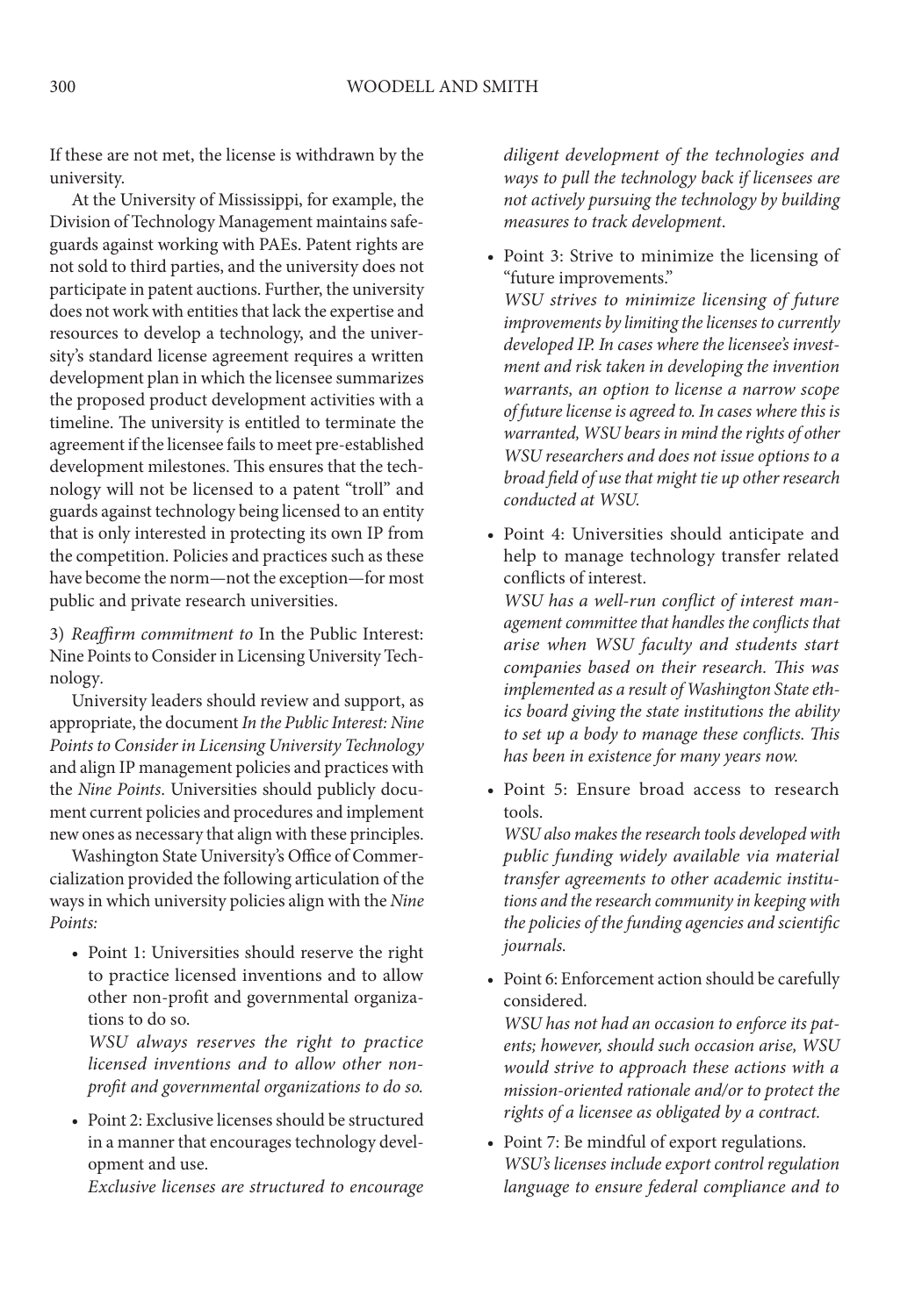If these are not met, the license is withdrawn by the university.

At the University of Mississippi, for example, the Division of Technology Management maintains safeguards against working with PAEs. Patent rights are not sold to third parties, and the university does not participate in patent auctions. Further, the university does not work with entities that lack the expertise and resources to develop a technology, and the university's standard license agreement requires a written development plan in which the licensee summarizes the proposed product development activities with a timeline. The university is entitled to terminate the agreement if the licensee fails to meet pre-established development milestones. This ensures that the technology will not be licensed to a patent "troll" and guards against technology being licensed to an entity that is only interested in protecting its own IP from the competition. Policies and practices such as these have become the norm—not the exception—for most public and private research universities.

3) *Reaffirm commitment to* In the Public Interest: Nine Points to Consider in Licensing University Technology.

University leaders should review and support, as appropriate, the document *In the Public Interest: Nine Points to Consider in Licensing University Technology* and align IP management policies and practices with the *Nine Points*. Universities should publicly document current policies and procedures and implement new ones as necessary that align with these principles.

Washington State University's Office of Commercialization provided the following articulation of the ways in which university policies align with the *Nine Points:*

- Point 1: Universities should reserve the right to practice licensed inventions and to allow other non-profit and governmental organizations to do so.
  *WSU always reserves the right to practice licensed inventions and to allow other non-profit and governmental organizations to do so.*
- Point 2: Exclusive licenses should be structured in a manner that encourages technology development and use.
  *Exclusive licenses are structured to encourage diligent development of the technologies and ways to pull the technology back if licensees are not actively pursuing the technology by building measures to track development*.
- Point 3: Strive to minimize the licensing of "future improvements."
  *WSU strives to minimize licensing of future improvements by limiting the licenses to currently developed IP. In cases where the licensee's investment and risk taken in developing the invention warrants, an option to license a narrow scope of future license is agreed to. In cases where this is warranted, WSU bears in mind the rights of other WSU researchers and does not issue options to a broad field of use that might tie up other research conducted at WSU.*
- Point 4: Universities should anticipate and help to manage technology transfer related conflicts of interest.
  *WSU has a well-run conflict of interest management committee that handles the conflicts that arise when WSU faculty and students start companies based on their research. This was implemented as a result of Washington State ethics board giving the state institutions the ability to set up a body to manage these conflicts. This has been in existence for many years now.*
- Point 5: Ensure broad access to research tools.
  *WSU also makes the research tools developed with public funding widely available via material transfer agreements to other academic institutions and the research community in keeping with the policies of the funding agencies and scientific journals.*
- Point 6: Enforcement action should be carefully considered.
  *WSU has not had an occasion to enforce its patents; however, should such occasion arise, WSU would strive to approach these actions with a mission-oriented rationale and/or to protect the rights of a licensee as obligated by a contract.*
- Point 7: Be mindful of export regulations.
  *WSU's licenses include export control regulation language to ensure federal compliance and to*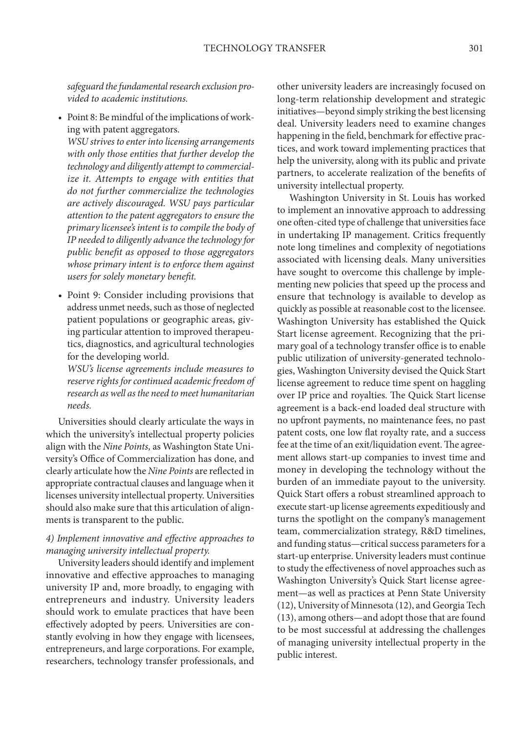*safeguard the fundamental research exclusion provided to academic institutions.*

- Point 8: Be mindful of the implications of working with patent aggregators.

  *WSU strives to enter into licensing arrangements with only those entities that further develop the technology and diligently attempt to commercialize it. Attempts to engage with entities that do not further commercialize the technologies are actively discouraged. WSU pays particular attention to the patent aggregators to ensure the primary licensee's intent is to compile the body of IP needed to diligently advance the technology for public benefit as opposed to those aggregators whose primary intent is to enforce them against users for solely monetary benefit.*

- Point 9: Consider including provisions that address unmet needs, such as those of neglected patient populations or geographic areas, giving particular attention to improved therapeutics, diagnostics, and agricultural technologies for the developing world.

  *WSU's license agreements include measures to reserve rights for continued academic freedom of research as well as the need to meet humanitarian needs.*

Universities should clearly articulate the ways in which the university's intellectual property policies align with the *Nine Points,* as Washington State University's Office of Commercialization has done, and clearly articulate how the *Nine Points* are reflected in appropriate contractual clauses and language when it licenses university intellectual property. Universities should also make sure that this articulation of alignments is transparent to the public.

*4) Implement innovative and effective approaches to managing university intellectual property.*

University leaders should identify and implement innovative and effective approaches to managing university IP and, more broadly, to engaging with entrepreneurs and industry. University leaders should work to emulate practices that have been effectively adopted by peers. Universities are constantly evolving in how they engage with licensees, entrepreneurs, and large corporations. For example, researchers, technology transfer professionals, and other university leaders are increasingly focused on long-term relationship development and strategic initiatives—beyond simply striking the best licensing deal. University leaders need to examine changes happening in the field, benchmark for effective practices, and work toward implementing practices that help the university, along with its public and private partners, to accelerate realization of the benefits of university intellectual property.

Washington University in St. Louis has worked to implement an innovative approach to addressing one often-cited type of challenge that universities face in undertaking IP management. Critics frequently note long timelines and complexity of negotiations associated with licensing deals. Many universities have sought to overcome this challenge by implementing new policies that speed up the process and ensure that technology is available to develop as quickly as possible at reasonable cost to the licensee. Washington University has established the Quick Start license agreement. Recognizing that the primary goal of a technology transfer office is to enable public utilization of university-generated technologies, Washington University devised the Quick Start license agreement to reduce time spent on haggling over IP price and royalties. The Quick Start license agreement is a back-end loaded deal structure with no upfront payments, no maintenance fees, no past patent costs, one low flat royalty rate, and a success fee at the time of an exit/liquidation event. The agreement allows start-up companies to invest time and money in developing the technology without the burden of an immediate payout to the university. Quick Start offers a robust streamlined approach to execute start-up license agreements expeditiously and turns the spotlight on the company's management team, commercialization strategy, R&D timelines, and funding status—critical success parameters for a start-up enterprise. University leaders must continue to study the effectiveness of novel approaches such as Washington University's Quick Start license agreement—as well as practices at Penn State University (12), University of Minnesota (12), and Georgia Tech (13), among others—and adopt those that are found to be most successful at addressing the challenges of managing university intellectual property in the public interest.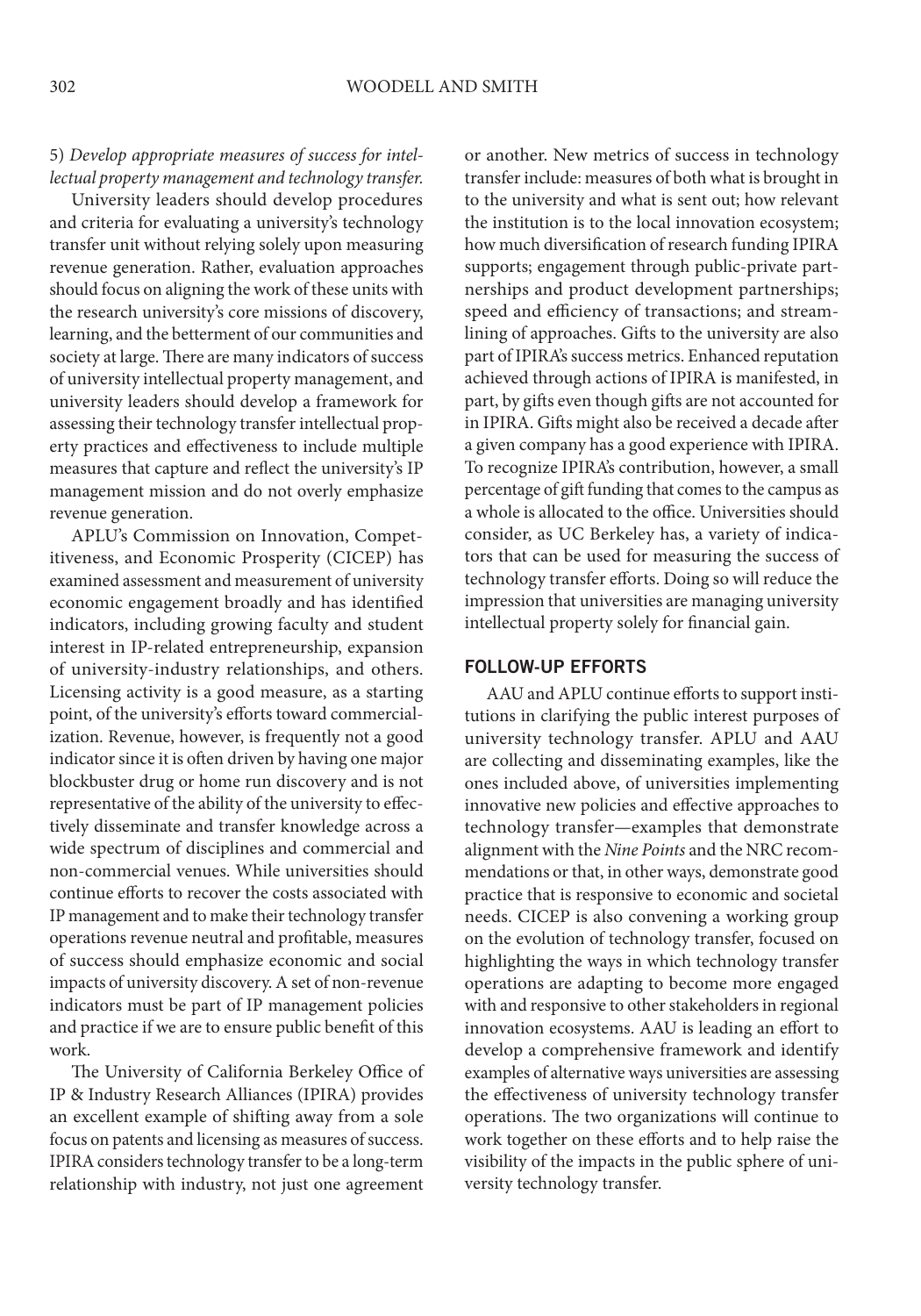5) *Develop appropriate measures of success for intellectual property management and technology transfer.*

University leaders should develop procedures and criteria for evaluating a university's technology transfer unit without relying solely upon measuring revenue generation. Rather, evaluation approaches should focus on aligning the work of these units with the research university's core missions of discovery, learning, and the betterment of our communities and society at large. There are many indicators of success of university intellectual property management, and university leaders should develop a framework for assessing their technology transfer intellectual property practices and effectiveness to include multiple measures that capture and reflect the university's IP management mission and do not overly emphasize revenue generation.

APLU's Commission on Innovation, Competitiveness, and Economic Prosperity (CICEP) has examined assessment and measurement of university economic engagement broadly and has identified indicators, including growing faculty and student interest in IP-related entrepreneurship, expansion of university-industry relationships, and others. Licensing activity is a good measure, as a starting point, of the university's efforts toward commercialization. Revenue, however, is frequently not a good indicator since it is often driven by having one major blockbuster drug or home run discovery and is not representative of the ability of the university to effectively disseminate and transfer knowledge across a wide spectrum of disciplines and commercial and non-commercial venues. While universities should continue efforts to recover the costs associated with IP management and to make their technology transfer operations revenue neutral and profitable, measures of success should emphasize economic and social impacts of university discovery. A set of non-revenue indicators must be part of IP management policies and practice if we are to ensure public benefit of this work.

The University of California Berkeley Office of IP & Industry Research Alliances (IPIRA) provides an excellent example of shifting away from a sole focus on patents and licensing as measures of success. IPIRA considers technology transfer to be a long-term relationship with industry, not just one agreement or another. New metrics of success in technology transfer include: measures of both what is brought in to the university and what is sent out; how relevant the institution is to the local innovation ecosystem; how much diversification of research funding IPIRA supports; engagement through public-private partnerships and product development partnerships; speed and efficiency of transactions; and streamlining of approaches. Gifts to the university are also part of IPIRA's success metrics. Enhanced reputation achieved through actions of IPIRA is manifested, in part, by gifts even though gifts are not accounted for in IPIRA. Gifts might also be received a decade after a given company has a good experience with IPIRA. To recognize IPIRA's contribution, however, a small percentage of gift funding that comes to the campus as a whole is allocated to the office. Universities should consider, as UC Berkeley has, a variety of indicators that can be used for measuring the success of technology transfer efforts. Doing so will reduce the impression that universities are managing university intellectual property solely for financial gain.

## FOLLOW-UP EFFORTS

AAU and APLU continue efforts to support institutions in clarifying the public interest purposes of university technology transfer. APLU and AAU are collecting and disseminating examples, like the ones included above, of universities implementing innovative new policies and effective approaches to technology transfer—examples that demonstrate alignment with the *Nine Points* and the NRC recommendations or that, in other ways, demonstrate good practice that is responsive to economic and societal needs. CICEP is also convening a working group on the evolution of technology transfer, focused on highlighting the ways in which technology transfer operations are adapting to become more engaged with and responsive to other stakeholders in regional innovation ecosystems. AAU is leading an effort to develop a comprehensive framework and identify examples of alternative ways universities are assessing the effectiveness of university technology transfer operations. The two organizations will continue to work together on these efforts and to help raise the visibility of the impacts in the public sphere of university technology transfer.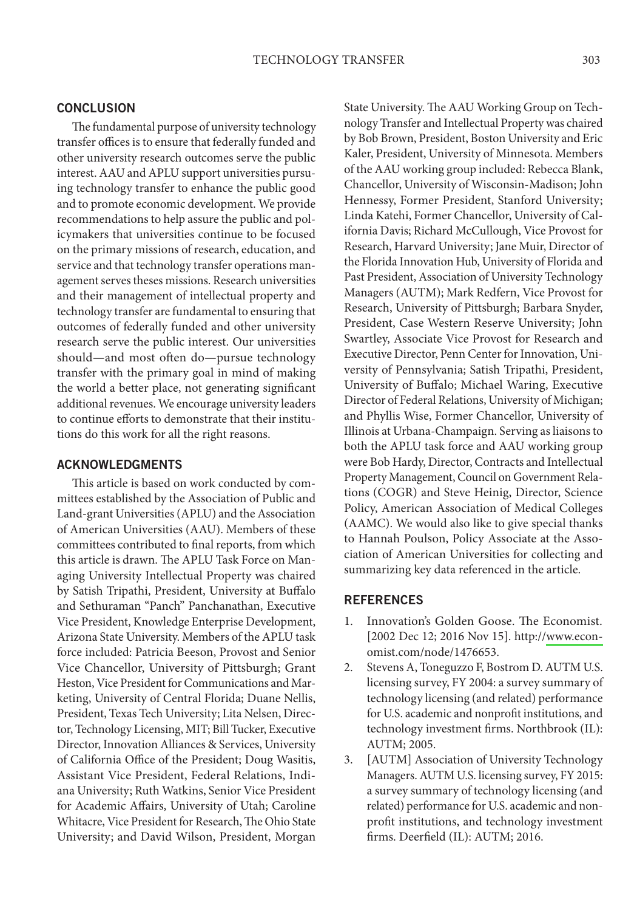## CONCLUSION

The fundamental purpose of university technology transfer offices is to ensure that federally funded and other university research outcomes serve the public interest. AAU and APLU support universities pursuing technology transfer to enhance the public good and to promote economic development. We provide recommendations to help assure the public and policymakers that universities continue to be focused on the primary missions of research, education, and service and that technology transfer operations management serves theses missions. Research universities and their management of intellectual property and technology transfer are fundamental to ensuring that outcomes of federally funded and other university research serve the public interest. Our universities should—and most often do—pursue technology transfer with the primary goal in mind of making the world a better place, not generating significant additional revenues. We encourage university leaders to continue efforts to demonstrate that their institutions do this work for all the right reasons.

## ACKNOWLEDGMENTS

This article is based on work conducted by committees established by the Association of Public and Land-grant Universities (APLU) and the Association of American Universities (AAU). Members of these committees contributed to final reports, from which this article is drawn. The APLU Task Force on Managing University Intellectual Property was chaired by Satish Tripathi, President, University at Buffalo and Sethuraman "Panch" Panchanathan, Executive Vice President, Knowledge Enterprise Development, Arizona State University. Members of the APLU task force included: Patricia Beeson, Provost and Senior Vice Chancellor, University of Pittsburgh; Grant Heston, Vice President for Communications and Marketing, University of Central Florida; Duane Nellis, President, Texas Tech University; Lita Nelsen, Director, Technology Licensing, MIT; Bill Tucker, Executive Director, Innovation Alliances & Services, University of California Office of the President; Doug Wasitis, Assistant Vice President, Federal Relations, Indiana University; Ruth Watkins, Senior Vice President for Academic Affairs, University of Utah; Caroline Whitacre, Vice President for Research, The Ohio State University; and David Wilson, President, Morgan State University. The AAU Working Group on Technology Transfer and Intellectual Property was chaired by Bob Brown, President, Boston University and Eric Kaler, President, University of Minnesota. Members of the AAU working group included: Rebecca Blank, Chancellor, University of Wisconsin-Madison; John Hennessy, Former President, Stanford University; Linda Katehi, Former Chancellor, University of California Davis; Richard McCullough, Vice Provost for Research, Harvard University; Jane Muir, Director of the Florida Innovation Hub, University of Florida and Past President, Association of University Technology Managers (AUTM); Mark Redfern, Vice Provost for Research, University of Pittsburgh; Barbara Snyder, President, Case Western Reserve University; John Swartley, Associate Vice Provost for Research and Executive Director, Penn Center for Innovation, University of Pennsylvania; Satish Tripathi, President, University of Buffalo; Michael Waring, Executive Director of Federal Relations, University of Michigan; and Phyllis Wise, Former Chancellor, University of Illinois at Urbana-Champaign. Serving as liaisons to both the APLU task force and AAU working group were Bob Hardy, Director, Contracts and Intellectual Property Management, Council on Government Relations (COGR) and Steve Heinig, Director, Science Policy, American Association of Medical Colleges (AAMC). We would also like to give special thanks to Hannah Poulson, Policy Associate at the Association of American Universities for collecting and summarizing key data referenced in the article.

## REFERENCES

1. Innovation's Golden Goose. The Economist. [2002 Dec 12; 2016 Nov 15]. http://www.economist.com/node/1476653.
2. Stevens A, Toneguzzo F, Bostrom D. AUTM U.S. licensing survey, FY 2004: a survey summary of technology licensing (and related) performance for U.S. academic and nonprofit institutions, and technology investment firms. Northbrook (IL): AUTM; 2005.
3. [AUTM] Association of University Technology Managers. AUTM U.S. licensing survey, FY 2015: a survey summary of technology licensing (and related) performance for U.S. academic and nonprofit institutions, and technology investment firms. Deerfield (IL): AUTM; 2016.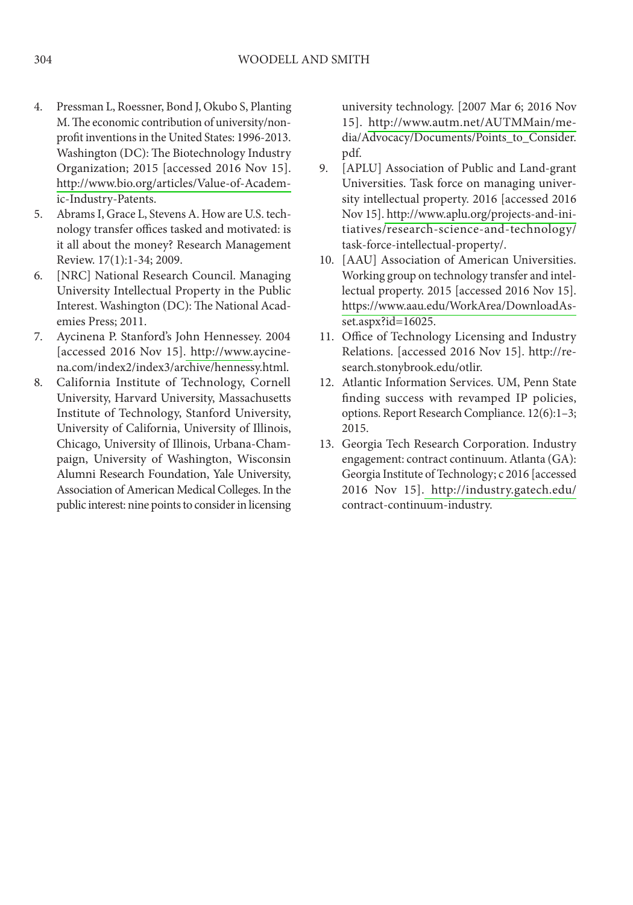4. Pressman L, Roessner, Bond J, Okubo S, Planting M. The economic contribution of university/nonprofit inventions in the United States: 1996-2013. Washington (DC): The Biotechnology Industry Organization; 2015 [accessed 2016 Nov 15]. http://www.bio.org/articles/Value-of-Academic-Industry-Patents.
5. Abrams I, Grace L, Stevens A. How are U.S. technology transfer offices tasked and motivated: is it all about the money? Research Management Review. 17(1):1-34; 2009.
6. [NRC] National Research Council. Managing University Intellectual Property in the Public Interest. Washington (DC): The National Academies Press; 2011.
7. Aycinena P. Stanford's John Hennessey. 2004 [accessed 2016 Nov 15]. http://www.aycinena.com/index2/index3/archive/hennessy.html.
8. California Institute of Technology, Cornell University, Harvard University, Massachusetts Institute of Technology, Stanford University, University of California, University of Illinois, Chicago, University of Illinois, Urbana-Champaign, University of Washington, Wisconsin Alumni Research Foundation, Yale University, Association of American Medical Colleges. In the public interest: nine points to consider in licensing university technology. [2007 Mar 6; 2016 Nov 15]. http://www.autm.net/AUTMMain/media/Advocacy/Documents/Points_to_Consider.pdf.
9. [APLU] Association of Public and Land-grant Universities. Task force on managing university intellectual property. 2016 [accessed 2016 Nov 15]. http://www.aplu.org/projects-and-initiatives/research-science-and-technology/task-force-intellectual-property/.
10. [AAU] Association of American Universities. Working group on technology transfer and intellectual property. 2015 [accessed 2016 Nov 15]. https://www.aau.edu/WorkArea/DownloadAsset.aspx?id=16025.
11. Office of Technology Licensing and Industry Relations. [accessed 2016 Nov 15]. http://research.stonybrook.edu/otlir.
12. Atlantic Information Services. UM, Penn State finding success with revamped IP policies, options. Report Research Compliance. 12(6):1–3; 2015.
13. Georgia Tech Research Corporation. Industry engagement: contract continuum. Atlanta (GA): Georgia Institute of Technology; c 2016 [accessed 2016 Nov 15]. http://industry.gatech.edu/contract-continuum-industry.